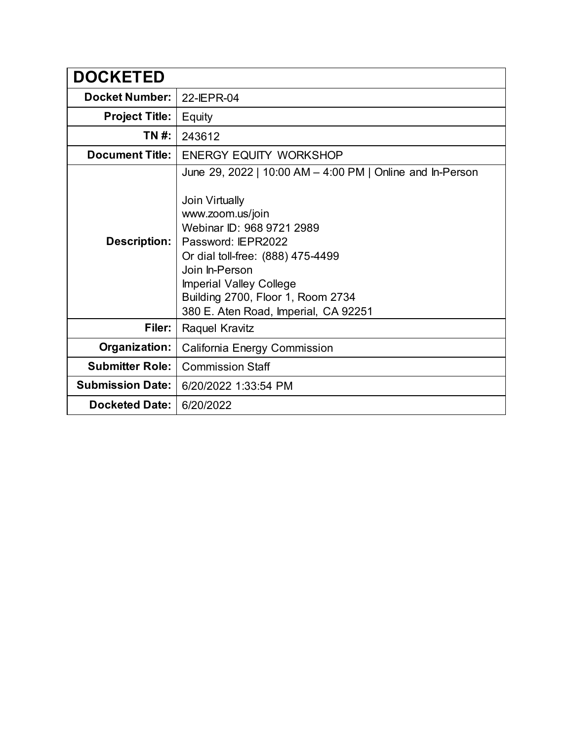| DOCKETED | |
|---|---|
| **Docket Number:** | 22-IEPR-04 |
| **Project Title:** | Equity |
| **TN #:** | 243612 |
| **Document Title:** | ENERGY EQUITY WORKSHOP |
| **Description:** | June 29, 2022 \| 10:00 AM – 4:00 PM \| Online and In-Person<br><br>Join Virtually<br>www.zoom.us/join<br>Webinar ID: 968 9721 2989<br>Password: IEPR2022<br>Or dial toll-free: (888) 475-4499<br>Join In-Person<br>Imperial Valley College<br>Building 2700, Floor 1, Room 2734<br>380 E. Aten Road, Imperial, CA 92251 |
| **Filer:** | Raquel Kravitz |
| **Organization:** | California Energy Commission |
| **Submitter Role:** | Commission Staff |
| **Submission Date:** | 6/20/2022 1:33:54 PM |
| **Docketed Date:** | 6/20/2022 |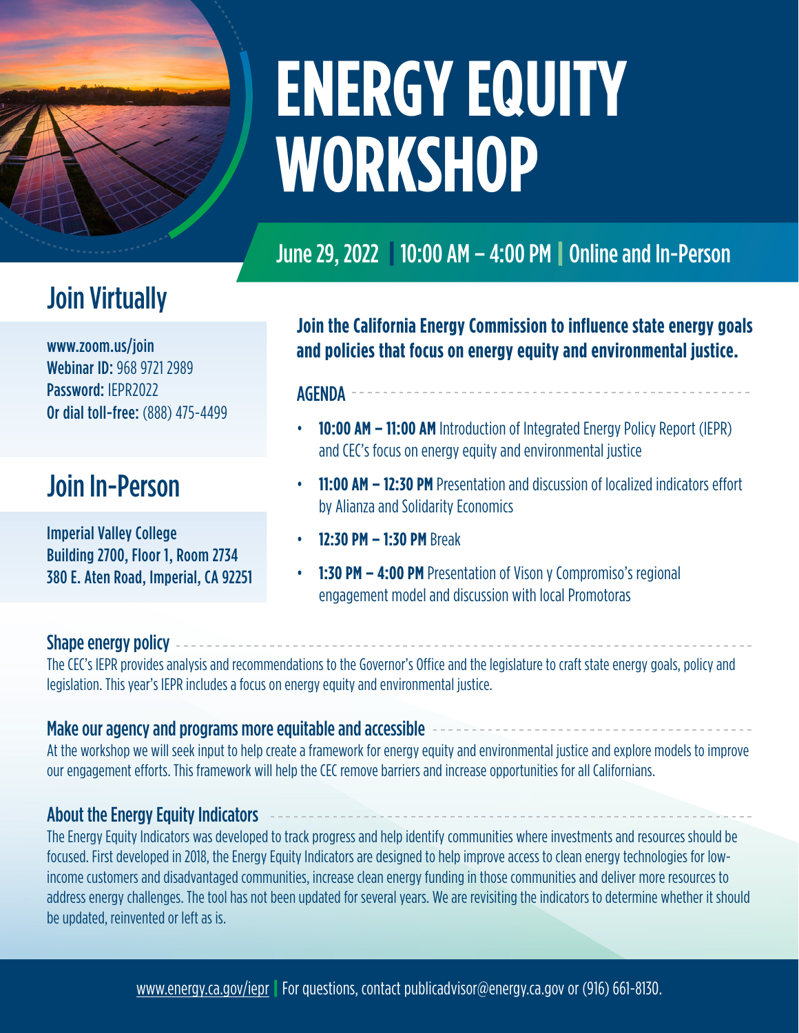# ENERGY EQUITY WORKSHOP

**June 29, 2022 | 10:00 AM – 4:00 PM | Online and In-Person**

## Join Virtually

**www.zoom.us/join**
**Webinar ID:** 968 9721 2989
**Password:** IEPR2022
**Or dial toll-free:** (888) 475-4499

## Join In-Person

**Imperial Valley College**
**Building 2700, Floor 1, Room 2734**
**380 E. Aten Road, Imperial, CA 92251**

**Join the California Energy Commission to influence state energy goals and policies that focus on energy equity and environmental justice.**

### AGENDA

- **10:00 AM – 11:00 AM** Introduction of Integrated Energy Policy Report (IEPR) and CEC's focus on energy equity and environmental justice
- **11:00 AM – 12:30 PM** Presentation and discussion of localized indicators effort by Alianza and Solidarity Economics
- **12:30 PM – 1:30 PM** Break
- **1:30 PM – 4:00 PM** Presentation of Vison y Compromiso's regional engagement model and discussion with local Promotoras

### Shape energy policy

The CEC's IEPR provides analysis and recommendations to the Governor's Office and the legislature to craft state energy goals, policy and legislation. This year's IEPR includes a focus on energy equity and environmental justice.

### Make our agency and programs more equitable and accessible

At the workshop we will seek input to help create a framework for energy equity and environmental justice and explore models to improve our engagement efforts. This framework will help the CEC remove barriers and increase opportunities for all Californians.

### About the Energy Equity Indicators

The Energy Equity Indicators was developed to track progress and help identify communities where investments and resources should be focused. First developed in 2018, the Energy Equity Indicators are designed to help improve access to clean energy technologies for low-income customers and disadvantaged communities, increase clean energy funding in those communities and deliver more resources to address energy challenges. The tool has not been updated for several years. We are revisiting the indicators to determine whether it should be updated, reinvented or left as is.

www.energy.ca.gov/iepr | For questions, contact publicadvisor@energy.ca.gov or (916) 661-8130.